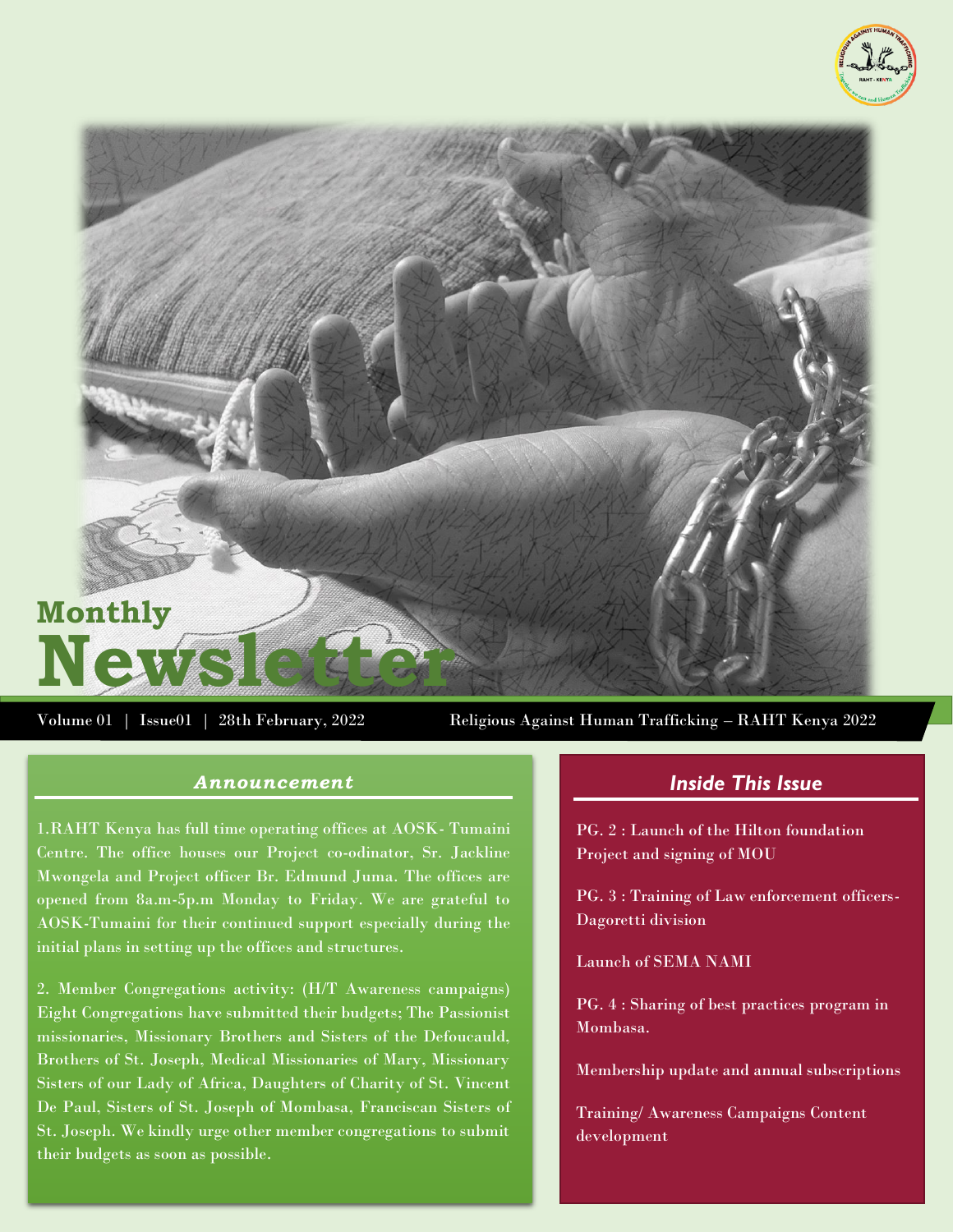# Monthly Newsletter

Volume 01 | Issue01 | 28th February, 2022

Religious Against Human Trafficking – RAHT Kenya 2022

## *Announcement*

1.RAHT Kenya has full time operating offices at AOSK- Tumaini Centre. The office houses our Project co-odinator, Sr. Jackline Mwongela and Project officer Br. Edmund Juma. The offices are opened from 8a.m-5p.m Monday to Friday. We are grateful to AOSK-Tumaini for their continued support especially during the initial plans in setting up the offices and structures.

2. Member Congregations activity: (H/T Awareness campaigns) Eight Congregations have submitted their budgets; The Passionist missionaries, Missionary Brothers and Sisters of the Defoucauld, Brothers of St. Joseph, Medical Missionaries of Mary, Missionary Sisters of our Lady of Africa, Daughters of Charity of St. Vincent De Paul, Sisters of St. Joseph of Mombasa, Franciscan Sisters of St. Joseph. We kindly urge other member congregations to submit their budgets as soon as possible.

## *Inside This Issue*

PG. 2 : Launch of the Hilton foundation Project and signing of MOU

PG. 3 : Training of Law enforcement officers- Dagoretti division

Launch of SEMA NAMI

PG. 4 : Sharing of best practices program in Mombasa.

Membership update and annual subscriptions

Training/ Awareness Campaigns Content development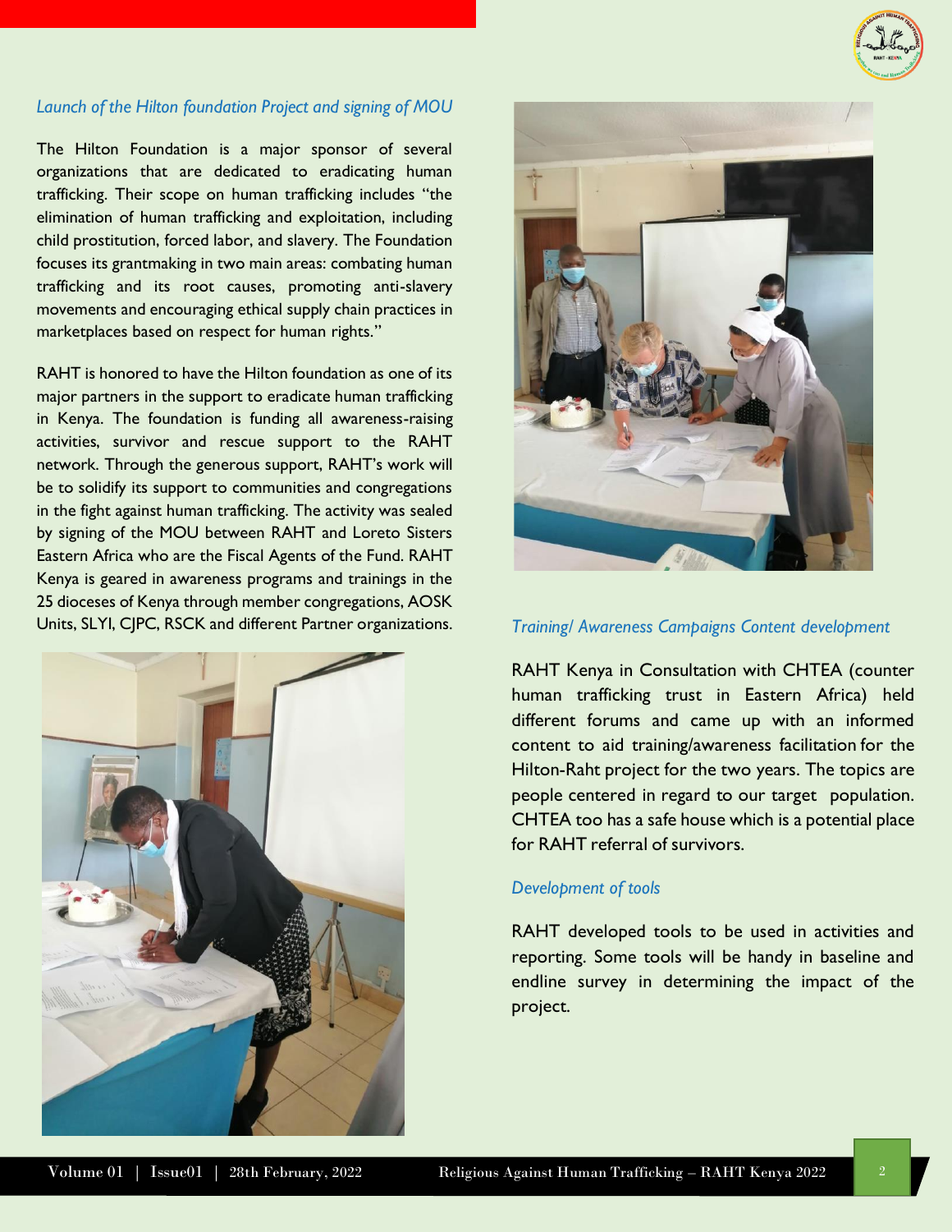### *Launch of the Hilton foundation Project and signing of MOU*

The Hilton Foundation is a major sponsor of several organizations that are dedicated to eradicating human trafficking. Their scope on human trafficking includes "the elimination of human trafficking and exploitation, including child prostitution, forced labor, and slavery. The Foundation focuses its grantmaking in two main areas: combating human trafficking and its root causes, promoting anti-slavery movements and encouraging ethical supply chain practices in marketplaces based on respect for human rights."

RAHT is honored to have the Hilton foundation as one of its major partners in the support to eradicate human trafficking in Kenya. The foundation is funding all awareness-raising activities, survivor and rescue support to the RAHT network. Through the generous support, RAHT's work will be to solidify its support to communities and congregations in the fight against human trafficking. The activity was sealed by signing of the MOU between RAHT and Loreto Sisters Eastern Africa who are the Fiscal Agents of the Fund. RAHT Kenya is geared in awareness programs and trainings in the 25 dioceses of Kenya through member congregations, AOSK Units, SLYI, CJPC, RSCK and different Partner organizations.

### *Training/ Awareness Campaigns Content development*

RAHT Kenya in Consultation with CHTEA (counter human trafficking trust in Eastern Africa) held different forums and came up with an informed content to aid training/awareness facilitation for the Hilton-Raht project for the two years. The topics are people centered in regard to our target population. CHTEA too has a safe house which is a potential place for RAHT referral of survivors.

### *Development of tools*

RAHT developed tools to be used in activities and reporting. Some tools will be handy in baseline and endline survey in determining the impact of the project.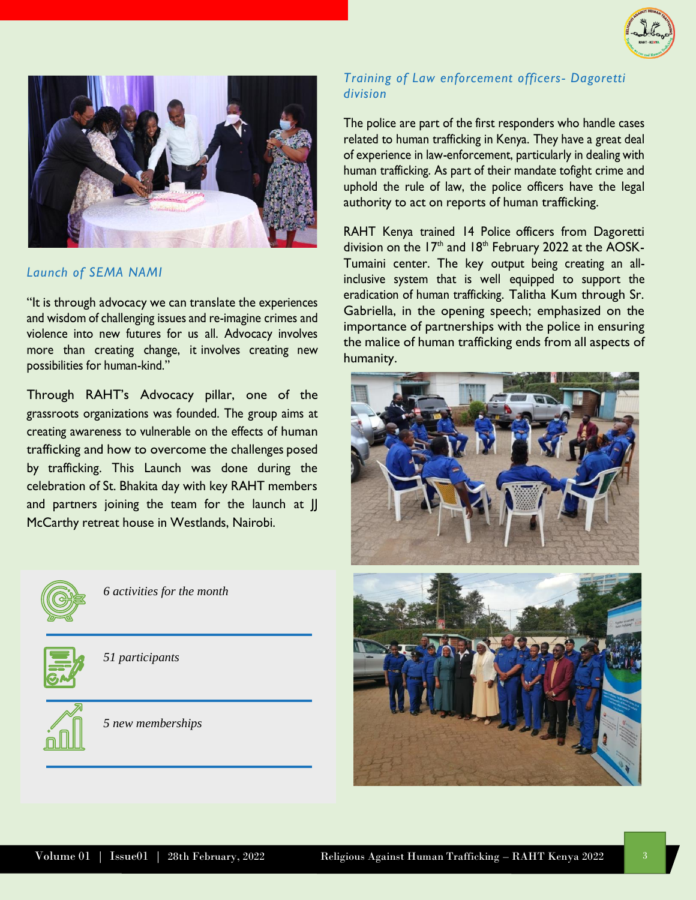## *Launch of SEMA NAMI*

"It is through advocacy we can translate the experiences and wisdom of challenging issues and re-imagine crimes and violence into new futures for us all. Advocacy involves more than creating change, it involves creating new possibilities for human-kind."

Through RAHT's Advocacy pillar, one of the grassroots organizations was founded. The group aims at creating awareness to vulnerable on the effects of human trafficking and how to overcome the challenges posed by trafficking. This Launch was done during the celebration of St. Bhakita day with key RAHT members and partners joining the team for the launch at JJ McCarthy retreat house in Westlands, Nairobi.

*6 activities for the month*

*51 participants*

*5 new memberships*

## *Training of Law enforcement officers- Dagoretti division*

The police are part of the first responders who handle cases related to human trafficking in Kenya. They have a great deal of experience in law-enforcement, particularly in dealing with human trafficking. As part of their mandate tofight crime and uphold the rule of law, the police officers have the legal authority to act on reports of human trafficking.

RAHT Kenya trained 14 Police officers from Dagoretti division on the 17th and 18th February 2022 at the AOSK-Tumaini center. The key output being creating an all-inclusive system that is well equipped to support the eradication of human trafficking. Talitha Kum through Sr. Gabriella, in the opening speech; emphasized on the importance of partnerships with the police in ensuring the malice of human trafficking ends from all aspects of humanity.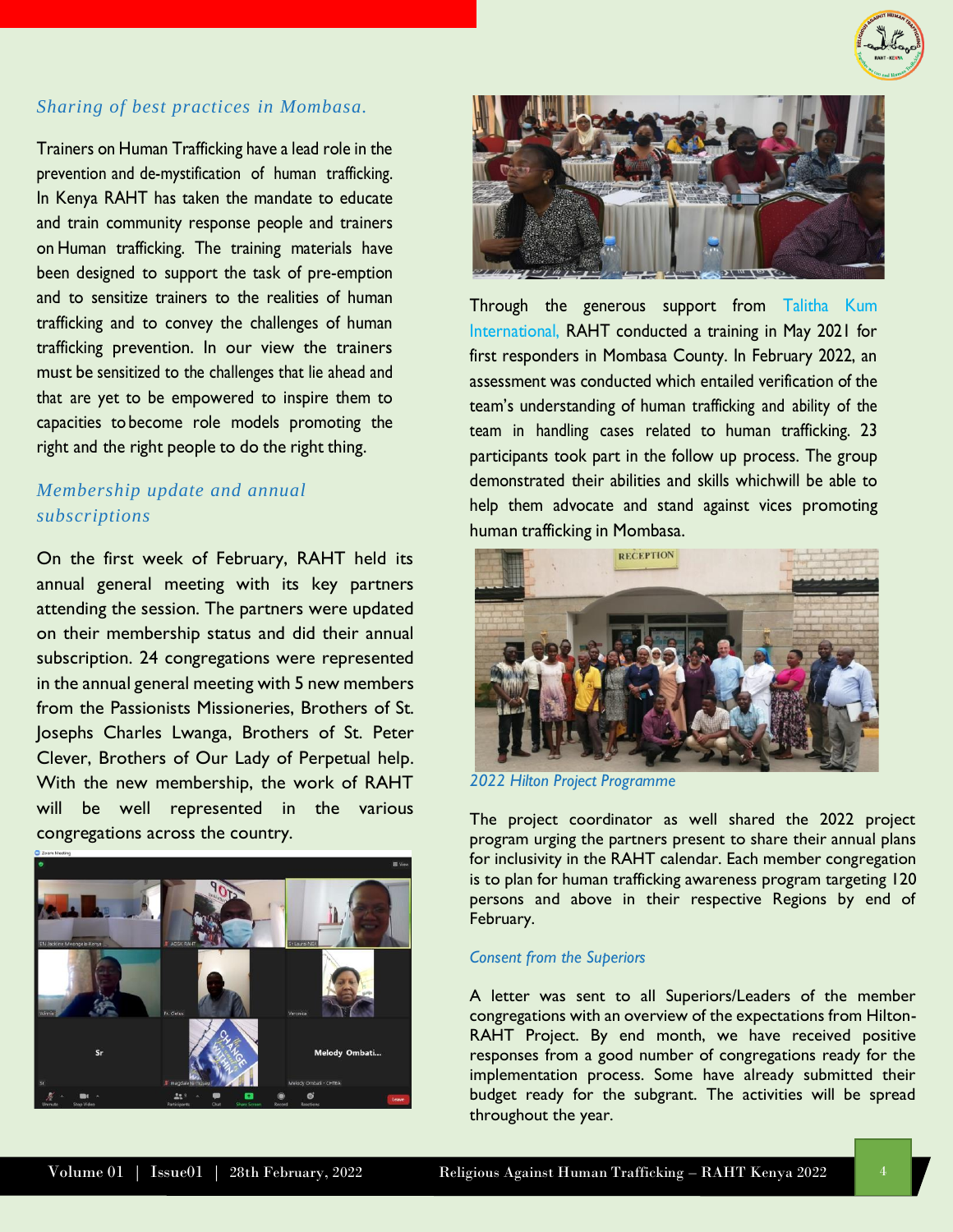## *Sharing of best practices in Mombasa.*

Trainers on Human Trafficking have a lead role in the prevention and de-mystification of human trafficking. In Kenya RAHT has taken the mandate to educate and train community response people and trainers on Human trafficking. The training materials have been designed to support the task of pre-emption and to sensitize trainers to the realities of human trafficking and to convey the challenges of human trafficking prevention. In our view the trainers must be sensitized to the challenges that lie ahead and that are yet to be empowered to inspire them to capacities to become role models promoting the right and the right people to do the right thing.

## *Membership update and annual subscriptions*

On the first week of February, RAHT held its annual general meeting with its key partners attending the session. The partners were updated on their membership status and did their annual subscription. 24 congregations were represented in the annual general meeting with 5 new members from the Passionists Missioneries, Brothers of St. Josephs Charles Lwanga, Brothers of St. Peter Clever, Brothers of Our Lady of Perpetual help. With the new membership, the work of RAHT will be well represented in the various congregations across the country.

Through the generous support from Talitha Kum International, RAHT conducted a training in May 2021 for first responders in Mombasa County. In February 2022, an assessment was conducted which entailed verification of the team's understanding of human trafficking and ability of the team in handling cases related to human trafficking. 23 participants took part in the follow up process. The group demonstrated their abilities and skills whichwill be able to help them advocate and stand against vices promoting human trafficking in Mombasa.

*2022 Hilton Project Programme*

The project coordinator as well shared the 2022 project program urging the partners present to share their annual plans for inclusivity in the RAHT calendar. Each member congregation is to plan for human trafficking awareness program targeting 120 persons and above in their respective Regions by end of February.

## *Consent from the Superiors*

A letter was sent to all Superiors/Leaders of the member congregations with an overview of the expectations from Hilton-RAHT Project. By end month, we have received positive responses from a good number of congregations ready for the implementation process. Some have already submitted their budget ready for the subgrant. The activities will be spread throughout the year.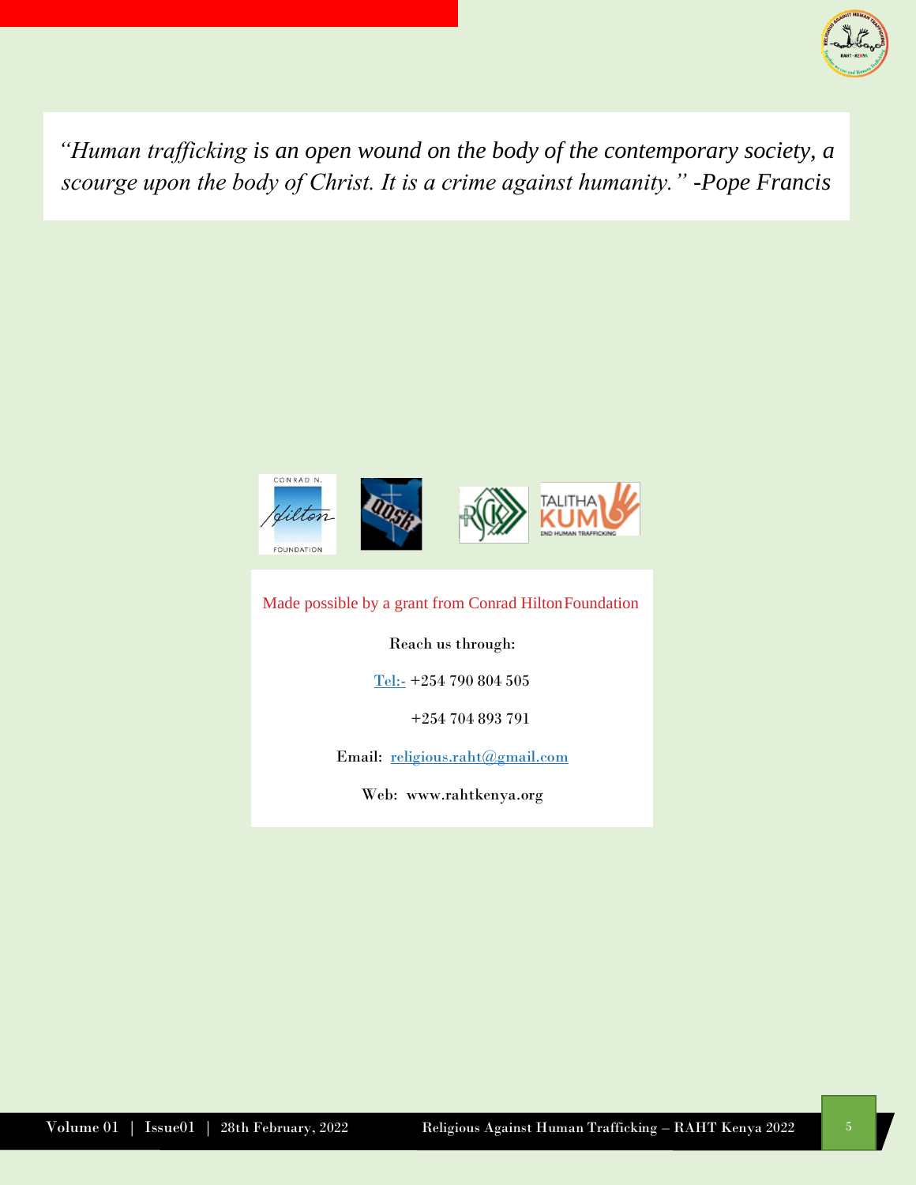*"Human trafficking is an open wound on the body of the contemporary society, a scourge upon the body of Christ. It is a crime against humanity." -Pope Francis*

Made possible by a grant from Conrad Hilton Foundation

Reach us through:

Tel:- +254 790 804 505

+254 704 893 791

Email: religious.raht@gmail.com

Web: www.rahtkenya.org